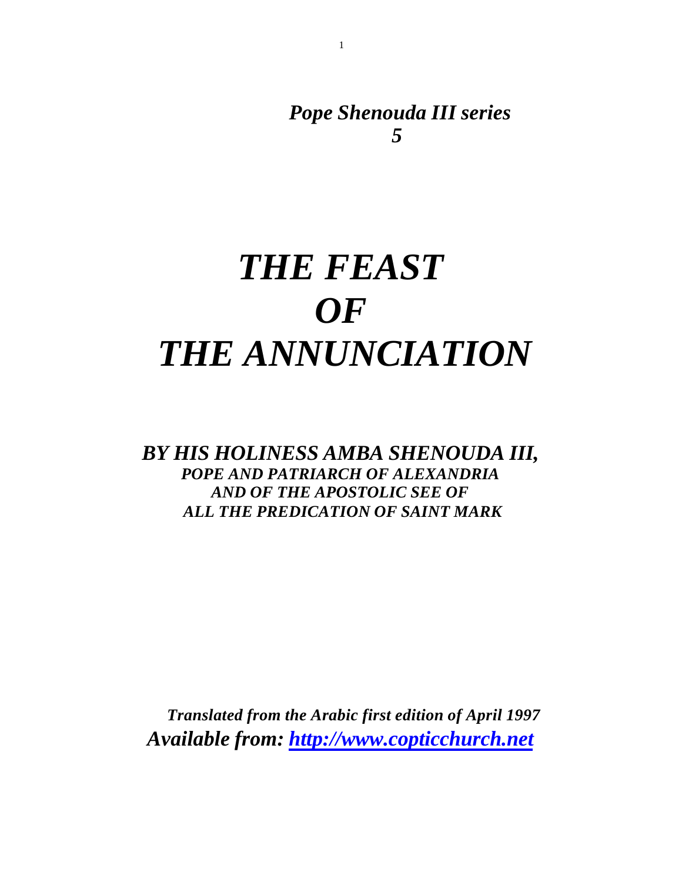*Pope Shenouda III series*
***5***

# *THE FEAST OF THE ANNUNCIATION*

***BY HIS HOLINESS AMBA SHENOUDA III,***
***POPE AND PATRIARCH OF ALEXANDRIA***
***AND OF THE APOSTOLIC SEE OF***
***ALL THE PREDICATION OF SAINT MARK***

***Translated from the Arabic first edition of April 1997***
***Available from: http://www.copticchurch.net***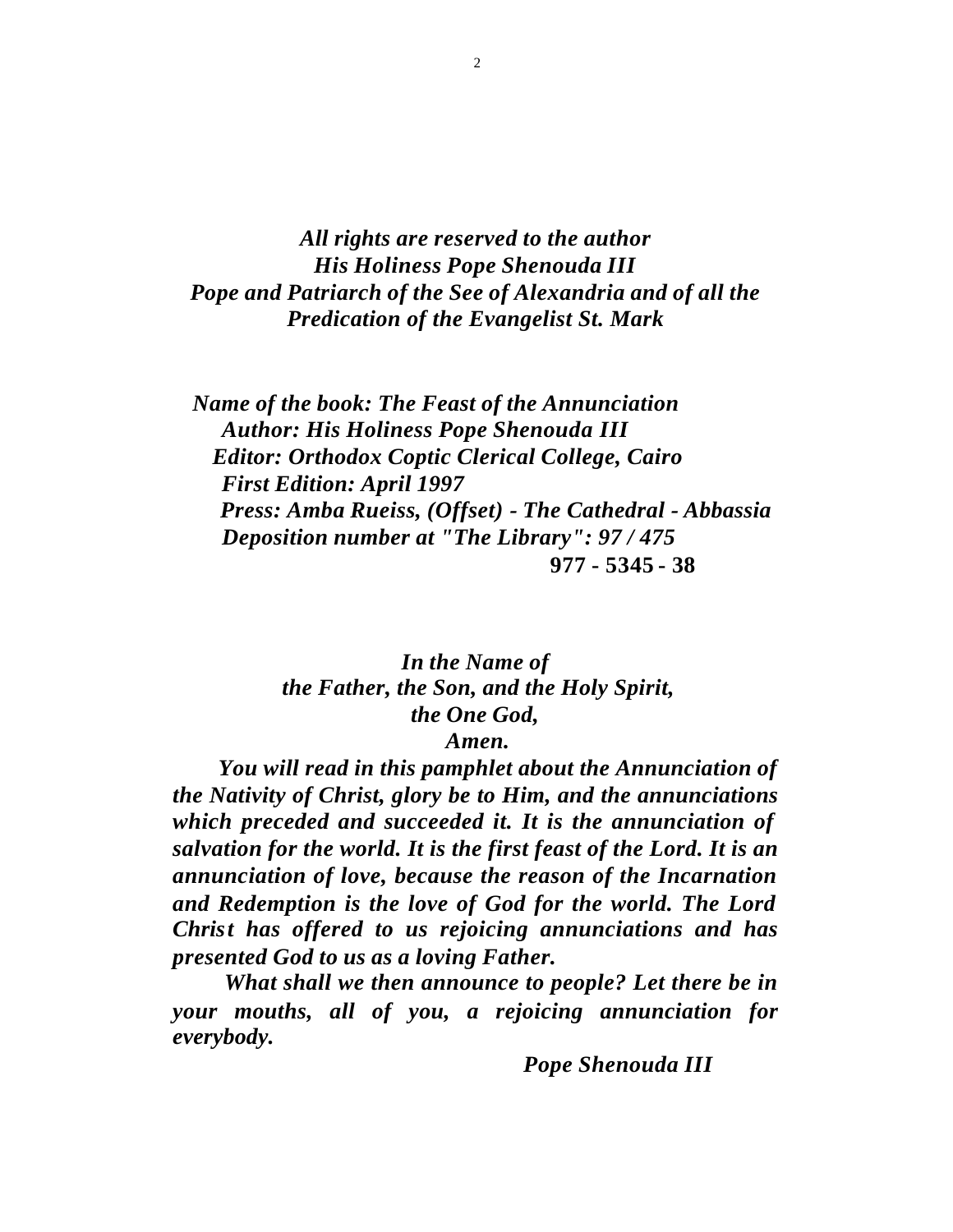***All rights are reserved to the author***
***His Holiness Pope Shenouda III***
***Pope and Patriarch of the See of Alexandria and of all the Predication of the Evangelist St. Mark***

***Name of the book: The Feast of the Annunciation***
***Author: His Holiness Pope Shenouda III***
***Editor: Orthodox Coptic Clerical College, Cairo***
***First Edition: April 1997***
***Press: Amba Rueiss, (Offset) - The Cathedral - Abbassia***
***Deposition number at "The Library": 97 / 475***
**977 - 5345 - 38**

***In the Name of***
***the Father, the Son, and the Holy Spirit,***
***the One God,***
***Amen.***

***You will read in this pamphlet about the Annunciation of the Nativity of Christ, glory be to Him, and the annunciations which preceded and succeeded it. It is the annunciation of salvation for the world. It is the first feast of the Lord. It is an annunciation of love, because the reason of the Incarnation and Redemption is the love of God for the world. The Lord Christ has offered to us rejoicing annunciations and has presented God to us as a loving Father.***

***What shall we then announce to people? Let there be in your mouths, all of you, a rejoicing annunciation for everybody.***

***Pope Shenouda III***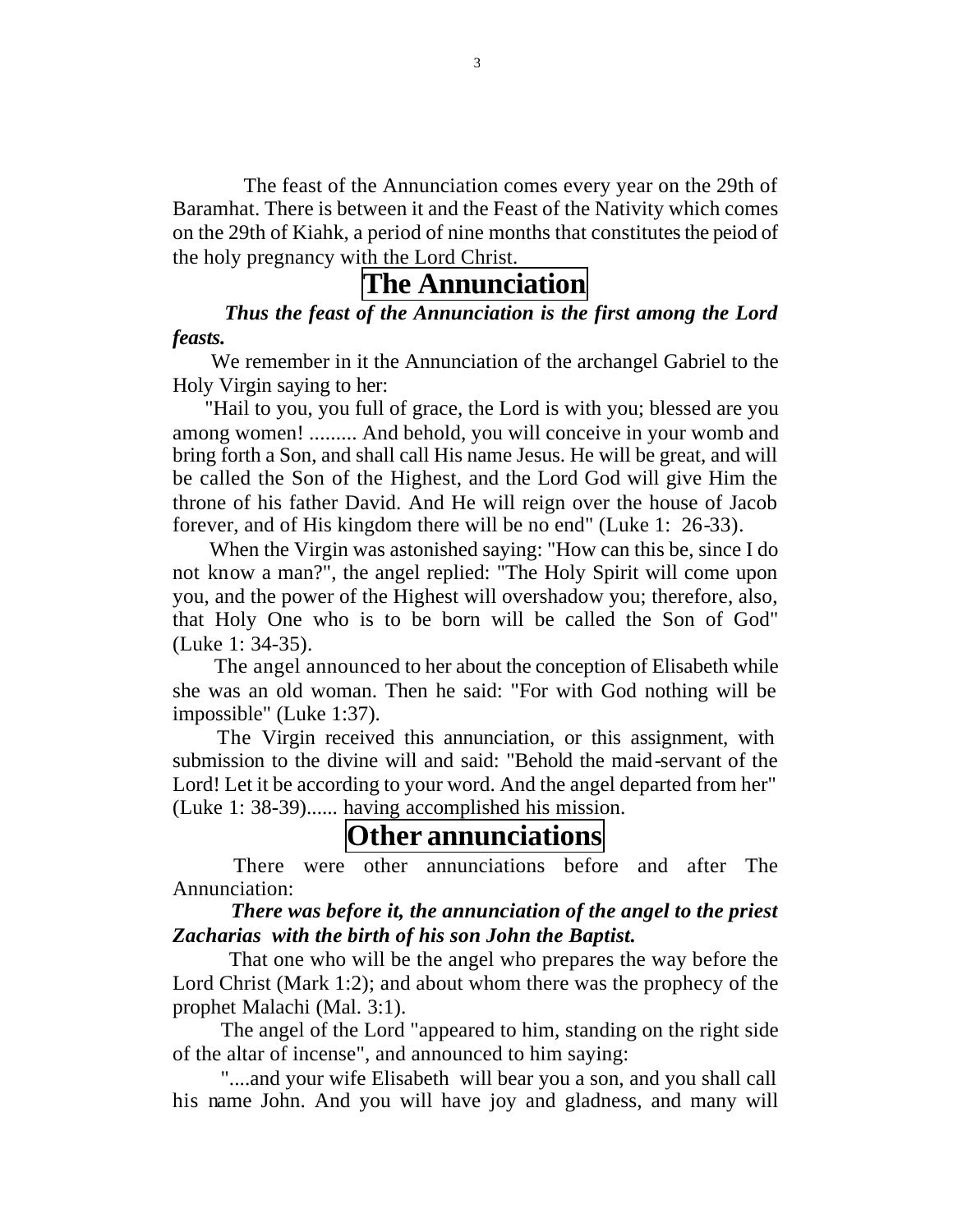The feast of the Annunciation comes every year on the 29th of Baramhat. There is between it and the Feast of the Nativity which comes on the 29th of Kiahk, a period of nine months that constitutes the peiod of the holy pregnancy with the Lord Christ.

## The Annunciation

***Thus the feast of the Annunciation is the first among the Lord feasts.***

We remember in it the Annunciation of the archangel Gabriel to the Holy Virgin saying to her:

"Hail to you, you full of grace, the Lord is with you; blessed are you among women! ......... And behold, you will conceive in your womb and bring forth a Son, and shall call His name Jesus. He will be great, and will be called the Son of the Highest, and the Lord God will give Him the throne of his father David. And He will reign over the house of Jacob forever, and of His kingdom there will be no end" (Luke 1: 26-33).

When the Virgin was astonished saying: "How can this be, since I do not know a man?", the angel replied: "The Holy Spirit will come upon you, and the power of the Highest will overshadow you; therefore, also, that Holy One who is to be born will be called the Son of God" (Luke 1: 34-35).

The angel announced to her about the conception of Elisabeth while she was an old woman. Then he said: "For with God nothing will be impossible" (Luke 1:37).

The Virgin received this annunciation, or this assignment, with submission to the divine will and said: "Behold the maid-servant of the Lord! Let it be according to your word. And the angel departed from her" (Luke 1: 38-39)...... having accomplished his mission.

## Other annunciations

There were other annunciations before and after The Annunciation:

***There was before it, the annunciation of the angel to the priest Zacharias with the birth of his son John the Baptist.***

That one who will be the angel who prepares the way before the Lord Christ (Mark 1:2); and about whom there was the prophecy of the prophet Malachi (Mal. 3:1).

The angel of the Lord "appeared to him, standing on the right side of the altar of incense", and announced to him saying:

"....and your wife Elisabeth will bear you a son, and you shall call his name John. And you will have joy and gladness, and many will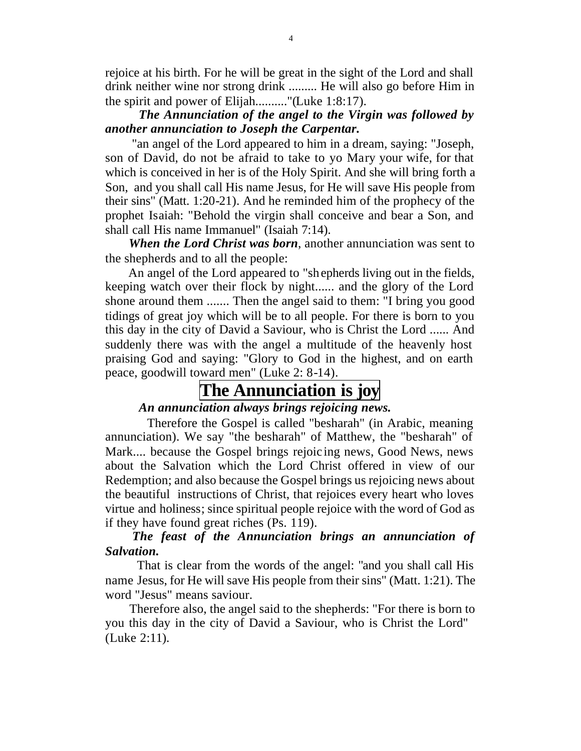rejoice at his birth. For he will be great in the sight of the Lord and shall drink neither wine nor strong drink ......... He will also go before Him in the spirit and power of Elijah.........."(Luke 1:8:17).

***The Annunciation of the angel to the Virgin was followed by another annunciation to Joseph the Carpentar.***

"an angel of the Lord appeared to him in a dream, saying: "Joseph, son of David, do not be afraid to take to yo Mary your wife, for that which is conceived in her is of the Holy Spirit. And she will bring forth a Son, and you shall call His name Jesus, for He will save His people from their sins" (Matt. 1:20-21). And he reminded him of the prophecy of the prophet Isaiah: "Behold the virgin shall conceive and bear a Son, and shall call His name Immanuel" (Isaiah 7:14).

***When the Lord Christ was born***, another annunciation was sent to the shepherds and to all the people:

An angel of the Lord appeared to "shepherds living out in the fields, keeping watch over their flock by night...... and the glory of the Lord shone around them ....... Then the angel said to them: "I bring you good tidings of great joy which will be to all people. For there is born to you this day in the city of David a Saviour, who is Christ the Lord ...... And suddenly there was with the angel a multitude of the heavenly host praising God and saying: "Glory to God in the highest, and on earth peace, goodwill toward men" (Luke 2: 8-14).

# The Annunciation is joy

***An annunciation always brings rejoicing news.***

Therefore the Gospel is called "besharah" (in Arabic, meaning annunciation). We say "the besharah" of Matthew, the "besharah" of Mark.... because the Gospel brings rejoicing news, Good News, news about the Salvation which the Lord Christ offered in view of our Redemption; and also because the Gospel brings us rejoicing news about the beautiful instructions of Christ, that rejoices every heart who loves virtue and holiness; since spiritual people rejoice with the word of God as if they have found great riches (Ps. 119).

***The feast of the Annunciation brings an annunciation of Salvation.***

That is clear from the words of the angel: "and you shall call His name Jesus, for He will save His people from their sins" (Matt. 1:21). The word "Jesus" means saviour.

Therefore also, the angel said to the shepherds: "For there is born to you this day in the city of David a Saviour, who is Christ the Lord" (Luke 2:11).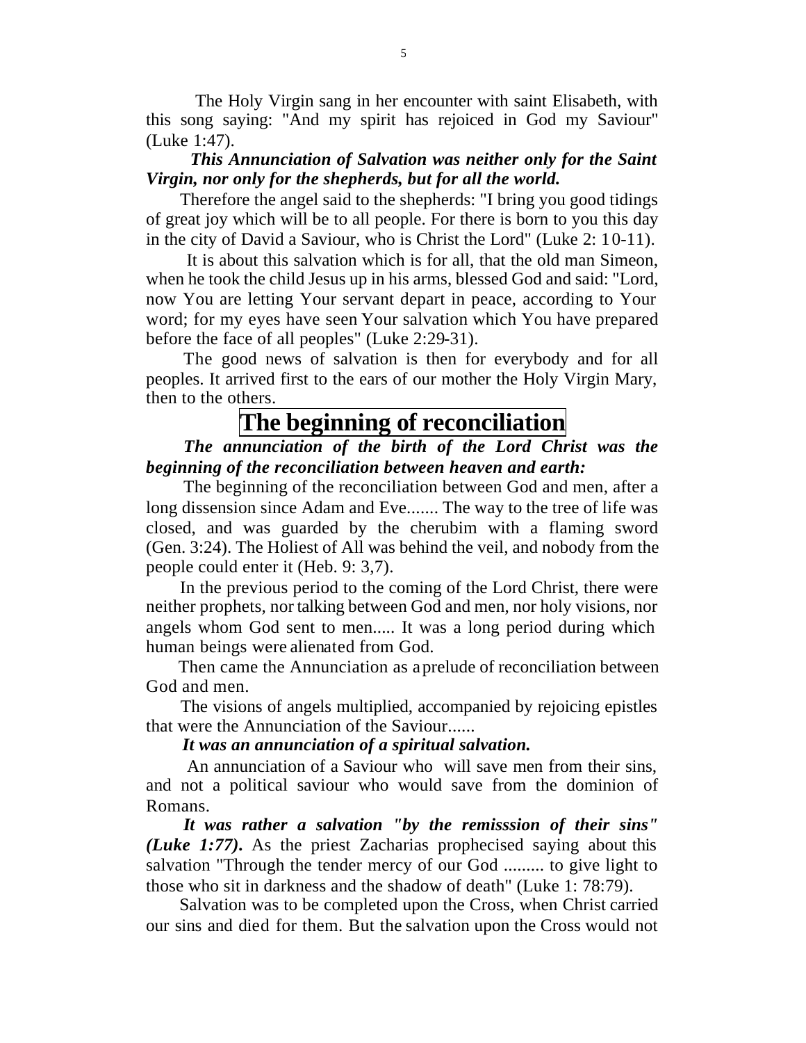The Holy Virgin sang in her encounter with saint Elisabeth, with this song saying: "And my spirit has rejoiced in God my Saviour" (Luke 1:47).

***This Annunciation of Salvation was neither only for the Saint Virgin, nor only for the shepherds, but for all the world.***

Therefore the angel said to the shepherds: "I bring you good tidings of great joy which will be to all people. For there is born to you this day in the city of David a Saviour, who is Christ the Lord" (Luke 2: 10-11).

It is about this salvation which is for all, that the old man Simeon, when he took the child Jesus up in his arms, blessed God and said: "Lord, now You are letting Your servant depart in peace, according to Your word; for my eyes have seen Your salvation which You have prepared before the face of all peoples" (Luke 2:29-31).

The good news of salvation is then for everybody and for all peoples. It arrived first to the ears of our mother the Holy Virgin Mary, then to the others.

## The beginning of reconciliation

***The annunciation of the birth of the Lord Christ was the beginning of the reconciliation between heaven and earth:***

The beginning of the reconciliation between God and men, after a long dissension since Adam and Eve....... The way to the tree of life was closed, and was guarded by the cherubim with a flaming sword (Gen. 3:24). The Holiest of All was behind the veil, and nobody from the people could enter it (Heb. 9: 3,7).

In the previous period to the coming of the Lord Christ, there were neither prophets, nor talking between God and men, nor holy visions, nor angels whom God sent to men..... It was a long period during which human beings were alienated from God.

Then came the Annunciation as a prelude of reconciliation between God and men.

The visions of angels multiplied, accompanied by rejoicing epistles that were the Annunciation of the Saviour......

***It was an annunciation of a spiritual salvation.***

An annunciation of a Saviour who will save men from their sins, and not a political saviour who would save from the dominion of Romans.

***It was rather a salvation "by the remisssion of their sins" (Luke 1:77).*** As the priest Zacharias prophecised saying about this salvation "Through the tender mercy of our God ......... to give light to those who sit in darkness and the shadow of death" (Luke 1: 78:79).

Salvation was to be completed upon the Cross, when Christ carried our sins and died for them. But the salvation upon the Cross would not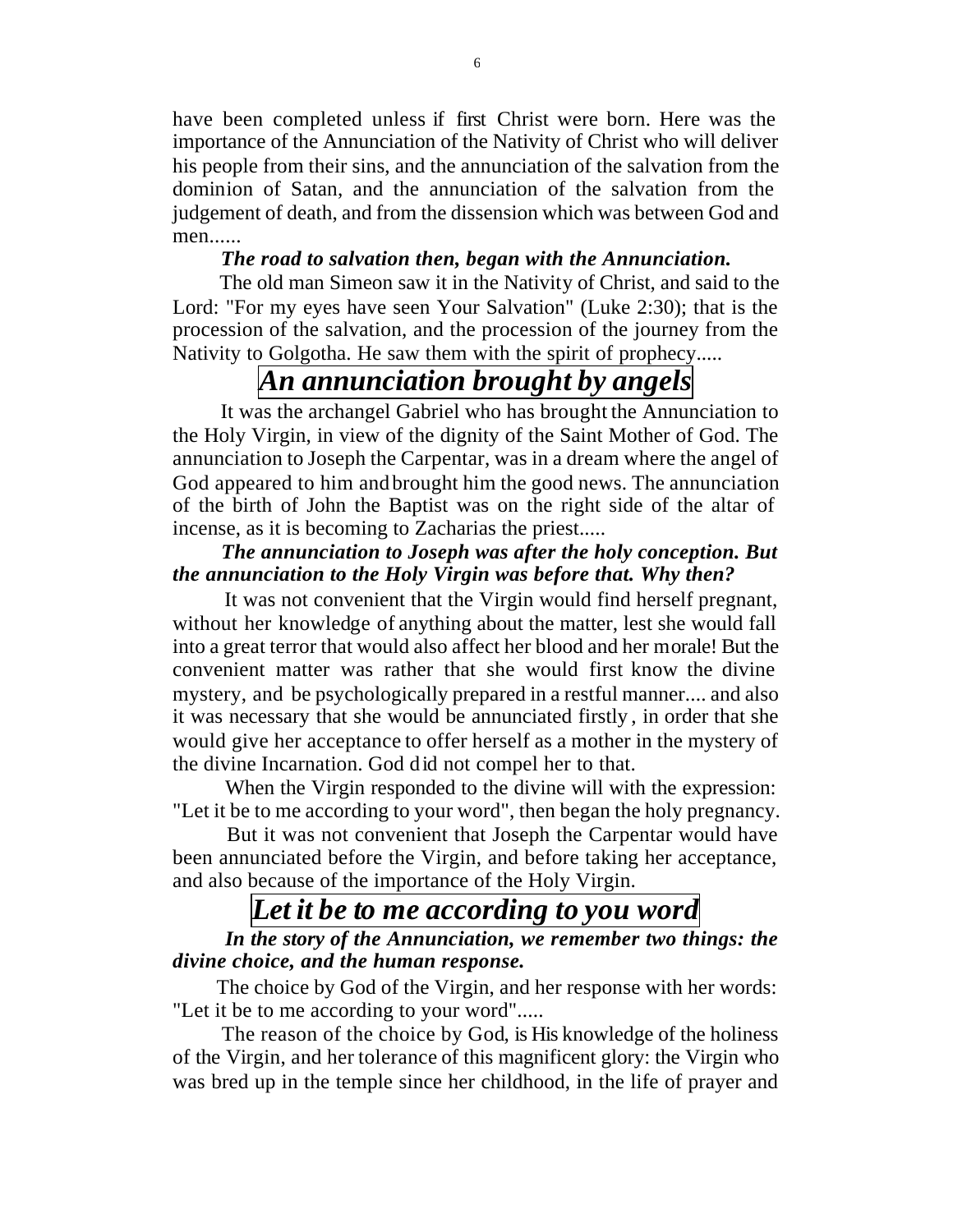have been completed unless if first Christ were born. Here was the importance of the Annunciation of the Nativity of Christ who will deliver his people from their sins, and the annunciation of the salvation from the dominion of Satan, and the annunciation of the salvation from the judgement of death, and from the dissension which was between God and men......

***The road to salvation then, began with the Annunciation.***

The old man Simeon saw it in the Nativity of Christ, and said to the Lord: "For my eyes have seen Your Salvation" (Luke 2:30); that is the procession of the salvation, and the procession of the journey from the Nativity to Golgotha. He saw them with the spirit of prophecy.....

## *An annunciation brought by angels*

It was the archangel Gabriel who has brought the Annunciation to the Holy Virgin, in view of the dignity of the Saint Mother of God. The annunciation to Joseph the Carpentar, was in a dream where the angel of God appeared to him and brought him the good news. The annunciation of the birth of John the Baptist was on the right side of the altar of incense, as it is becoming to Zacharias the priest.....

***The annunciation to Joseph was after the holy conception. But the annunciation to the Holy Virgin was before that. Why then?***

It was not convenient that the Virgin would find herself pregnant, without her knowledge of anything about the matter, lest she would fall into a great terror that would also affect her blood and her morale! But the convenient matter was rather that she would first know the divine mystery, and be psychologically prepared in a restful manner.... and also it was necessary that she would be annunciated firstly , in order that she would give her acceptance to offer herself as a mother in the mystery of the divine Incarnation. God did not compel her to that.

When the Virgin responded to the divine will with the expression: "Let it be to me according to your word", then began the holy pregnancy.

But it was not convenient that Joseph the Carpentar would have been annunciated before the Virgin, and before taking her acceptance, and also because of the importance of the Holy Virgin.

## *Let it be to me according to you word*

***In the story of the Annunciation, we remember two things: the divine choice, and the human response.***

The choice by God of the Virgin, and her response with her words: "Let it be to me according to your word".....

The reason of the choice by God, is His knowledge of the holiness of the Virgin, and her tolerance of this magnificent glory: the Virgin who was bred up in the temple since her childhood, in the life of prayer and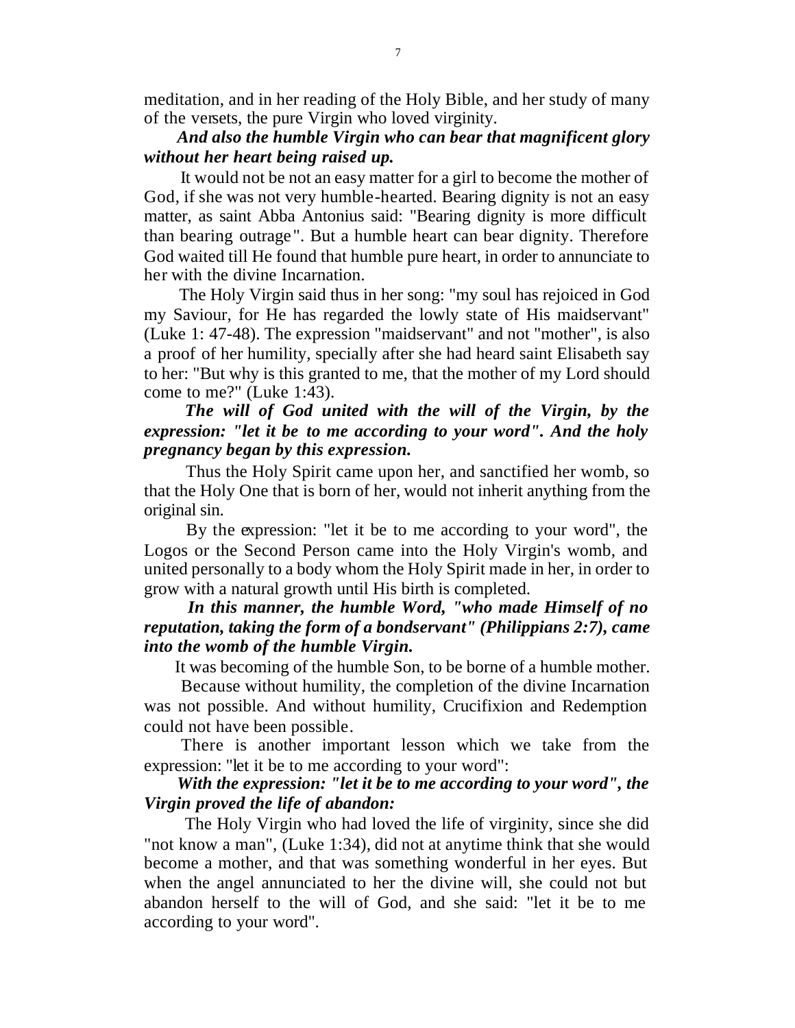meditation, and in her reading of the Holy Bible, and her study of many of the versets, the pure Virgin who loved virginity.

***And also the humble Virgin who can bear that magnificent glory without her heart being raised up.***

It would not be not an easy matter for a girl to become the mother of God, if she was not very humble-hearted. Bearing dignity is not an easy matter, as saint Abba Antonius said: "Bearing dignity is more difficult than bearing outrage". But a humble heart can bear dignity. Therefore God waited till He found that humble pure heart, in order to annunciate to her with the divine Incarnation.

The Holy Virgin said thus in her song: "my soul has rejoiced in God my Saviour, for He has regarded the lowly state of His maidservant" (Luke 1: 47-48). The expression "maidservant" and not "mother", is also a proof of her humility, specially after she had heard saint Elisabeth say to her: "But why is this granted to me, that the mother of my Lord should come to me?" (Luke 1:43).

***The will of God united with the will of the Virgin, by the expression: "let it be to me according to your word". And the holy pregnancy began by this expression.***

Thus the Holy Spirit came upon her, and sanctified her womb, so that the Holy One that is born of her, would not inherit anything from the original sin.

By the expression: "let it be to me according to your word", the Logos or the Second Person came into the Holy Virgin's womb, and united personally to a body whom the Holy Spirit made in her, in order to grow with a natural growth until His birth is completed.

***In this manner, the humble Word, "who made Himself of no reputation, taking the form of a bondservant" (Philippians 2:7), came into the womb of the humble Virgin.***

It was becoming of the humble Son, to be borne of a humble mother.

Because without humility, the completion of the divine Incarnation was not possible. And without humility, Crucifixion and Redemption could not have been possible.

There is another important lesson which we take from the expression: "let it be to me according to your word":

***With the expression: "let it be to me according to your word", the Virgin proved the life of abandon:***

The Holy Virgin who had loved the life of virginity, since she did "not know a man", (Luke 1:34), did not at anytime think that she would become a mother, and that was something wonderful in her eyes. But when the angel annunciated to her the divine will, she could not but abandon herself to the will of God, and she said: "let it be to me according to your word".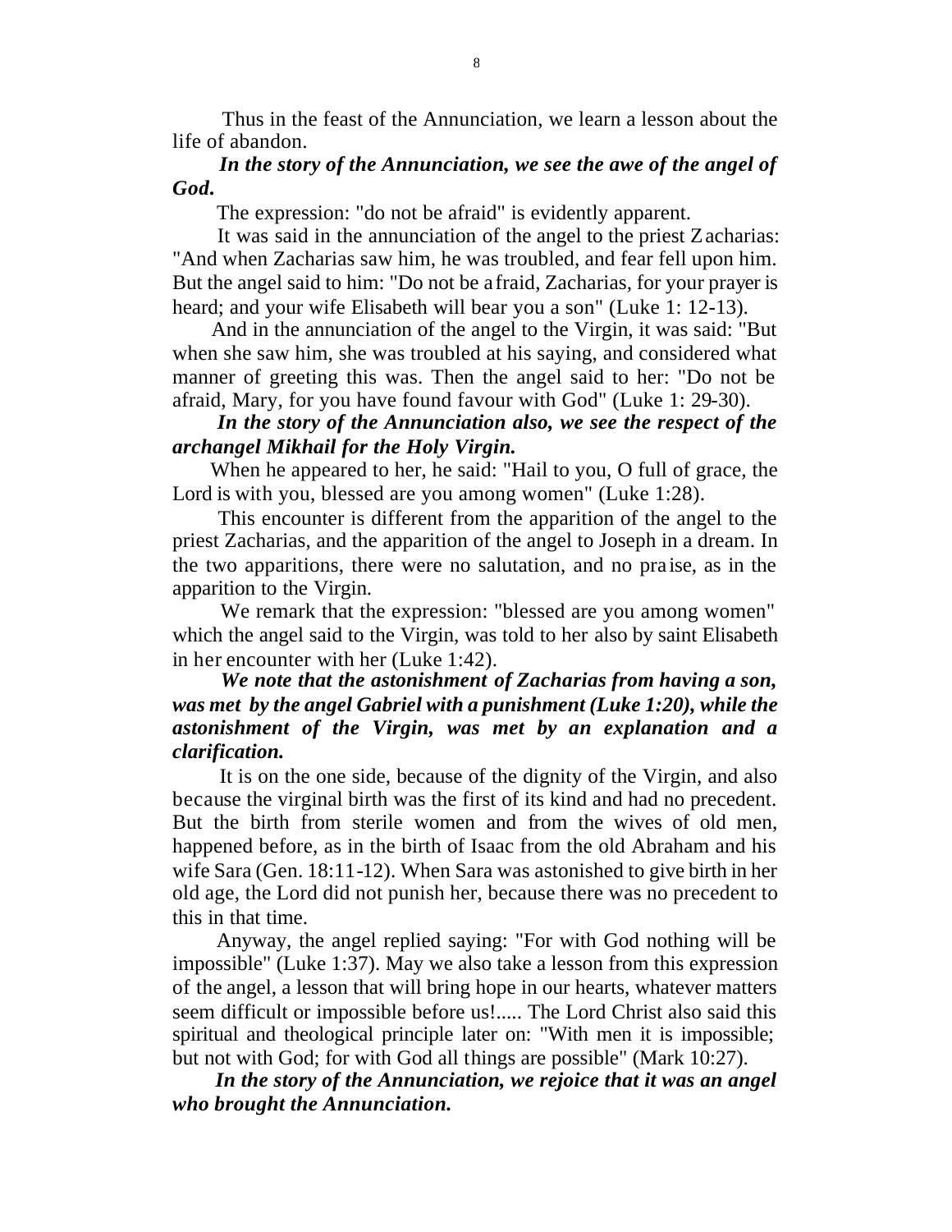Thus in the feast of the Annunciation, we learn a lesson about the life of abandon.

***In the story of the Annunciation, we see the awe of the angel of God.***

The expression: "do not be afraid" is evidently apparent.

It was said in the annunciation of the angel to the priest Zacharias: "And when Zacharias saw him, he was troubled, and fear fell upon him. But the angel said to him: "Do not be afraid, Zacharias, for your prayer is heard; and your wife Elisabeth will bear you a son" (Luke 1: 12-13).

And in the annunciation of the angel to the Virgin, it was said: "But when she saw him, she was troubled at his saying, and considered what manner of greeting this was. Then the angel said to her: "Do not be afraid, Mary, for you have found favour with God" (Luke 1: 29-30).

***In the story of the Annunciation also, we see the respect of the archangel Mikhail for the Holy Virgin.***

When he appeared to her, he said: "Hail to you, O full of grace, the Lord is with you, blessed are you among women" (Luke 1:28).

This encounter is different from the apparition of the angel to the priest Zacharias, and the apparition of the angel to Joseph in a dream. In the two apparitions, there were no salutation, and no praise, as in the apparition to the Virgin.

We remark that the expression: "blessed are you among women" which the angel said to the Virgin, was told to her also by saint Elisabeth in her encounter with her (Luke 1:42).

***We note that the astonishment of Zacharias from having a son, was met by the angel Gabriel with a punishment (Luke 1:20), while the astonishment of the Virgin, was met by an explanation and a clarification.***

It is on the one side, because of the dignity of the Virgin, and also because the virginal birth was the first of its kind and had no precedent. But the birth from sterile women and from the wives of old men, happened before, as in the birth of Isaac from the old Abraham and his wife Sara (Gen. 18:11-12). When Sara was astonished to give birth in her old age, the Lord did not punish her, because there was no precedent to this in that time.

Anyway, the angel replied saying: "For with God nothing will be impossible" (Luke 1:37). May we also take a lesson from this expression of the angel, a lesson that will bring hope in our hearts, whatever matters seem difficult or impossible before us!..... The Lord Christ also said this spiritual and theological principle later on: "With men it is impossible; but not with God; for with God all things are possible" (Mark 10:27).

***In the story of the Annunciation, we rejoice that it was an angel who brought the Annunciation.***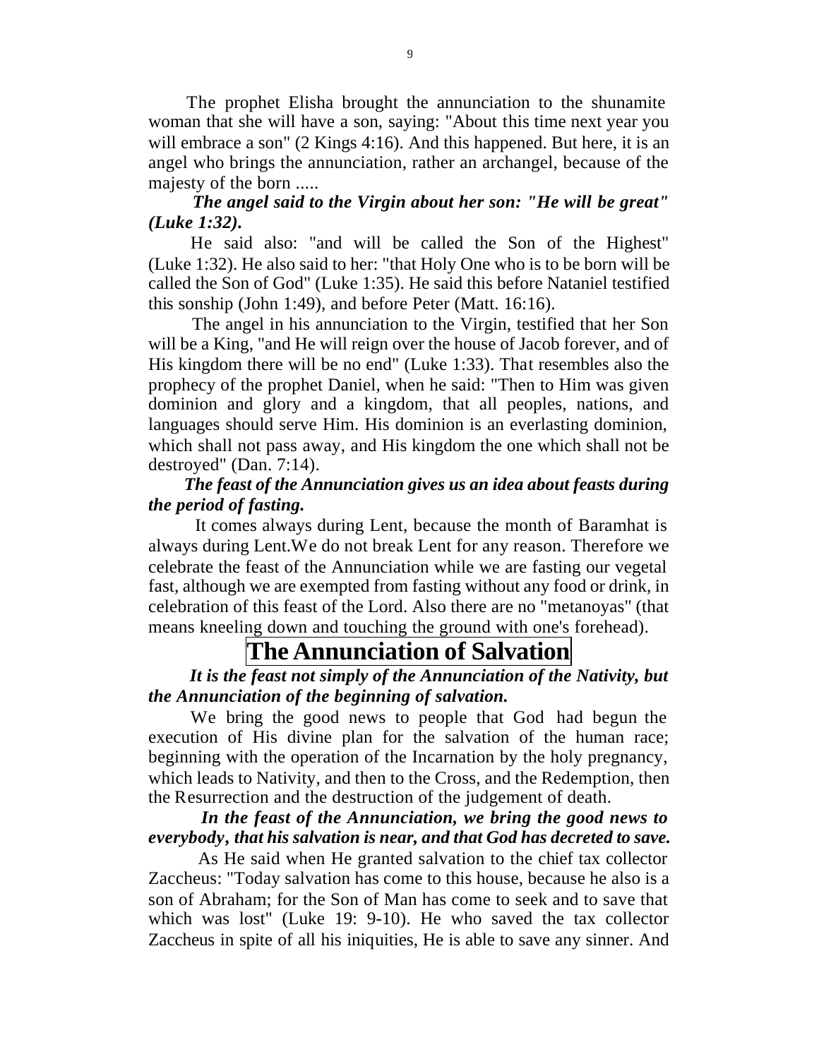The prophet Elisha brought the annunciation to the shunamite woman that she will have a son, saying: "About this time next year you will embrace a son" (2 Kings 4:16). And this happened. But here, it is an angel who brings the annunciation, rather an archangel, because of the majesty of the born .....

***The angel said to the Virgin about her son: "He will be great" (Luke 1:32).***

He said also: "and will be called the Son of the Highest" (Luke 1:32). He also said to her: "that Holy One who is to be born will be called the Son of God" (Luke 1:35). He said this before Nataniel testified this sonship (John 1:49), and before Peter (Matt. 16:16).

The angel in his annunciation to the Virgin, testified that her Son will be a King, "and He will reign over the house of Jacob forever, and of His kingdom there will be no end" (Luke 1:33). That resembles also the prophecy of the prophet Daniel, when he said: "Then to Him was given dominion and glory and a kingdom, that all peoples, nations, and languages should serve Him. His dominion is an everlasting dominion, which shall not pass away, and His kingdom the one which shall not be destroyed" (Dan. 7:14).

***The feast of the Annunciation gives us an idea about feasts during the period of fasting.***

It comes always during Lent, because the month of Baramhat is always during Lent.We do not break Lent for any reason. Therefore we celebrate the feast of the Annunciation while we are fasting our vegetal fast, although we are exempted from fasting without any food or drink, in celebration of this feast of the Lord. Also there are no "metanoyas" (that means kneeling down and touching the ground with one's forehead).

# The Annunciation of Salvation

***It is the feast not simply of the Annunciation of the Nativity, but the Annunciation of the beginning of salvation.***

We bring the good news to people that God had begun the execution of His divine plan for the salvation of the human race; beginning with the operation of the Incarnation by the holy pregnancy, which leads to Nativity, and then to the Cross, and the Redemption, then the Resurrection and the destruction of the judgement of death.

***In the feast of the Annunciation, we bring the good news to everybody, that his salvation is near, and that God has decreted to save.***

As He said when He granted salvation to the chief tax collector Zaccheus: "Today salvation has come to this house, because he also is a son of Abraham; for the Son of Man has come to seek and to save that which was lost" (Luke 19: 9-10). He who saved the tax collector Zaccheus in spite of all his iniquities, He is able to save any sinner. And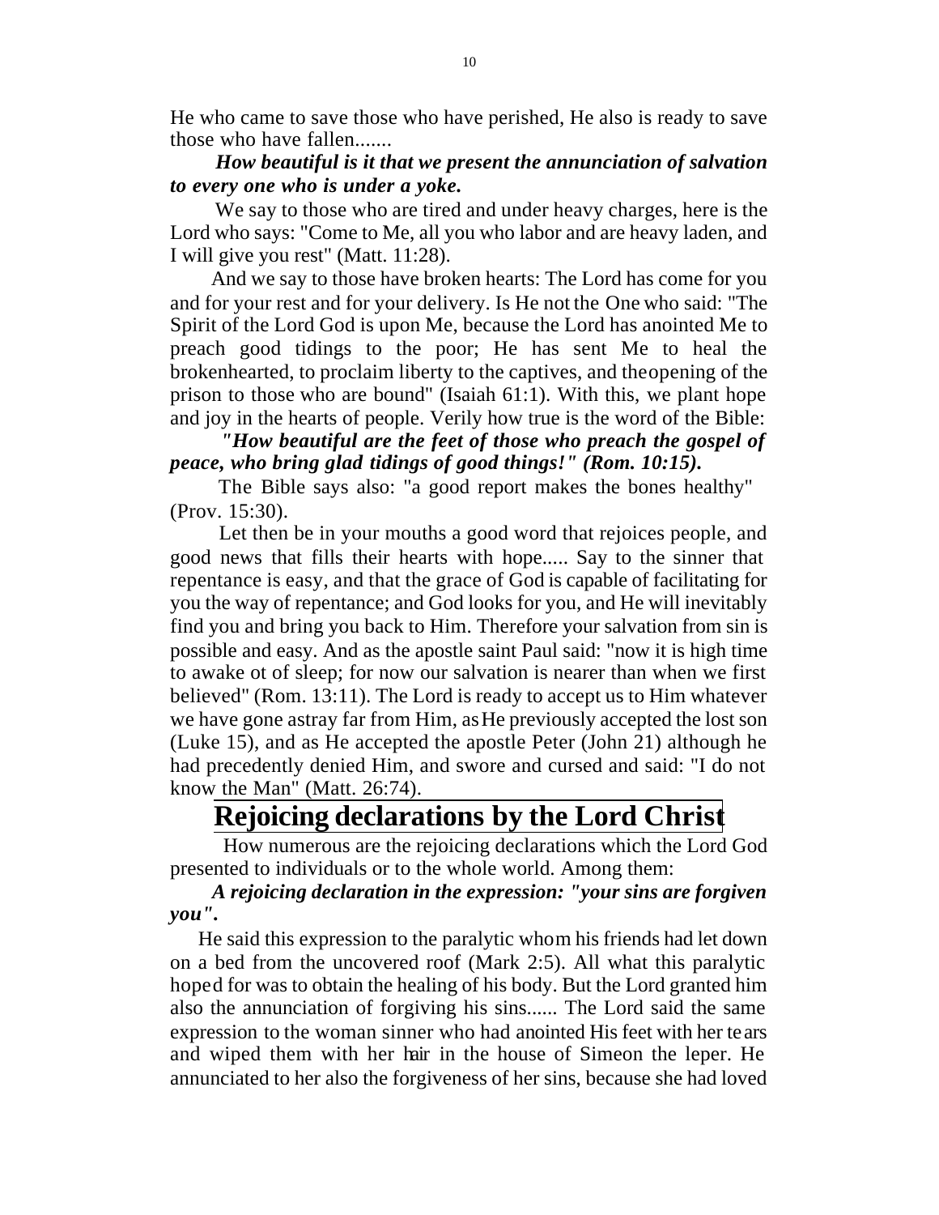He who came to save those who have perished, He also is ready to save those who have fallen.......

***How beautiful is it that we present the annunciation of salvation to every one who is under a yoke.***

We say to those who are tired and under heavy charges, here is the Lord who says: "Come to Me, all you who labor and are heavy laden, and I will give you rest" (Matt. 11:28).

And we say to those have broken hearts: The Lord has come for you and for your rest and for your delivery. Is He not the One who said: "The Spirit of the Lord God is upon Me, because the Lord has anointed Me to preach good tidings to the poor; He has sent Me to heal the brokenhearted, to proclaim liberty to the captives, and theopening of the prison to those who are bound" (Isaiah 61:1). With this, we plant hope and joy in the hearts of people. Verily how true is the word of the Bible:

***"How beautiful are the feet of those who preach the gospel of peace, who bring glad tidings of good things!" (Rom. 10:15).***

The Bible says also: "a good report makes the bones healthy" (Prov. 15:30).

Let then be in your mouths a good word that rejoices people, and good news that fills their hearts with hope..... Say to the sinner that repentance is easy, and that the grace of God is capable of facilitating for you the way of repentance; and God looks for you, and He will inevitably find you and bring you back to Him. Therefore your salvation from sin is possible and easy. And as the apostle saint Paul said: "now it is high time to awake ot of sleep; for now our salvation is nearer than when we first believed" (Rom. 13:11). The Lord is ready to accept us to Him whatever we have gone astray far from Him, as He previously accepted the lost son (Luke 15), and as He accepted the apostle Peter (John 21) although he had precedently denied Him, and swore and cursed and said: "I do not know the Man" (Matt. 26:74).

## Rejoicing declarations by the Lord Christ

How numerous are the rejoicing declarations which the Lord God presented to individuals or to the whole world. Among them:

***A rejoicing declaration in the expression: "your sins are forgiven you".***

He said this expression to the paralytic whom his friends had let down on a bed from the uncovered roof (Mark 2:5). All what this paralytic hoped for was to obtain the healing of his body. But the Lord granted him also the annunciation of forgiving his sins...... The Lord said the same expression to the woman sinner who had anointed His feet with her tears and wiped them with her hair in the house of Simeon the leper. He annunciated to her also the forgiveness of her sins, because she had loved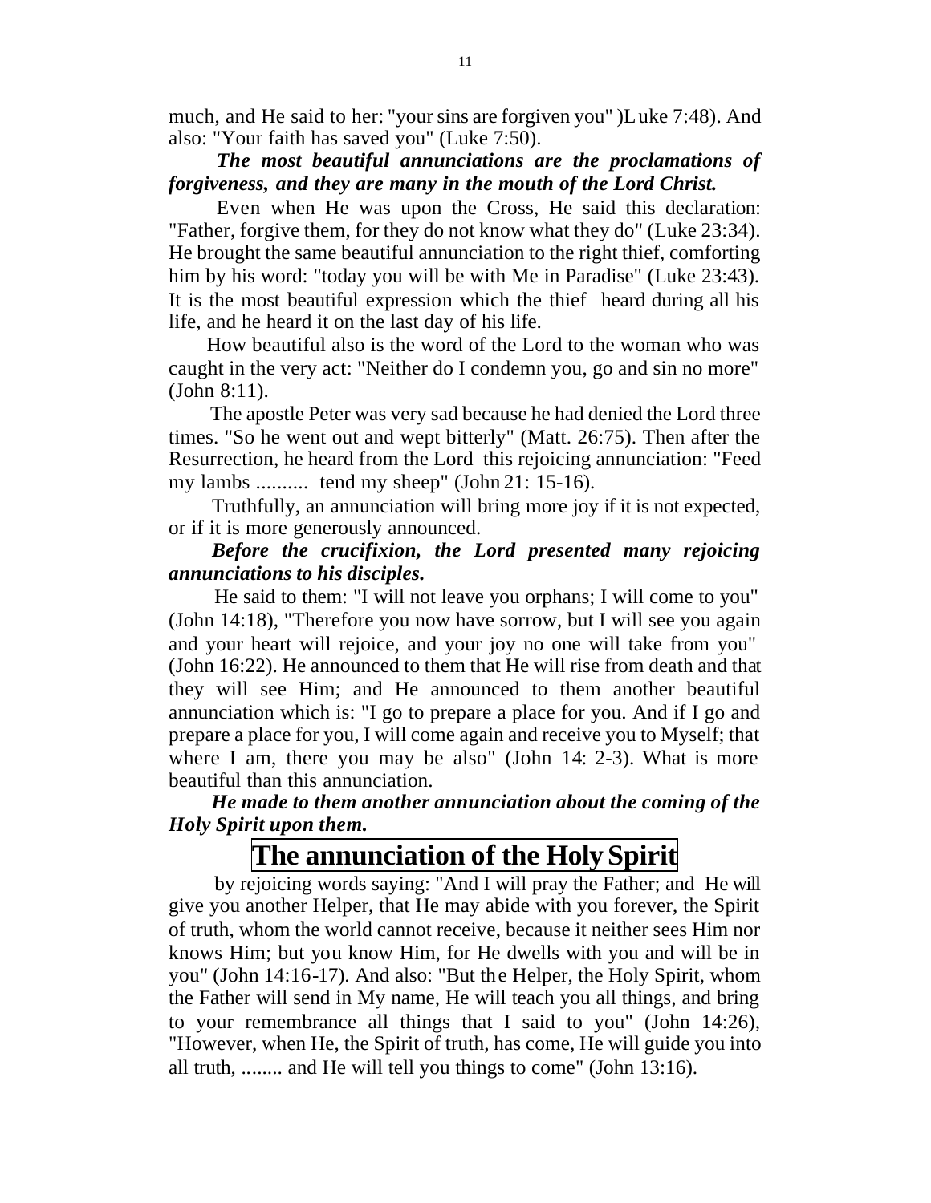much, and He said to her: "your sins are forgiven you" )Luke 7:48). And also: "Your faith has saved you" (Luke 7:50).

***The most beautiful annunciations are the proclamations of forgiveness, and they are many in the mouth of the Lord Christ.***

Even when He was upon the Cross, He said this declaration: "Father, forgive them, for they do not know what they do" (Luke 23:34). He brought the same beautiful annunciation to the right thief, comforting him by his word: "today you will be with Me in Paradise" (Luke 23:43). It is the most beautiful expression which the thief heard during all his life, and he heard it on the last day of his life.

How beautiful also is the word of the Lord to the woman who was caught in the very act: "Neither do I condemn you, go and sin no more" (John 8:11).

The apostle Peter was very sad because he had denied the Lord three times. "So he went out and wept bitterly" (Matt. 26:75). Then after the Resurrection, he heard from the Lord this rejoicing annunciation: "Feed my lambs .......... tend my sheep" (John 21: 15-16).

Truthfully, an annunciation will bring more joy if it is not expected, or if it is more generously announced.

***Before the crucifixion, the Lord presented many rejoicing annunciations to his disciples.***

He said to them: "I will not leave you orphans; I will come to you" (John 14:18), "Therefore you now have sorrow, but I will see you again and your heart will rejoice, and your joy no one will take from you" (John 16:22). He announced to them that He will rise from death and that they will see Him; and He announced to them another beautiful annunciation which is: "I go to prepare a place for you. And if I go and prepare a place for you, I will come again and receive you to Myself; that where I am, there you may be also" (John 14: 2-3). What is more beautiful than this annunciation.

***He made to them another annunciation about the coming of the Holy Spirit upon them.***

## The annunciation of the Holy Spirit

by rejoicing words saying: "And I will pray the Father; and He will give you another Helper, that He may abide with you forever, the Spirit of truth, whom the world cannot receive, because it neither sees Him nor knows Him; but you know Him, for He dwells with you and will be in you" (John 14:16-17). And also: "But the Helper, the Holy Spirit, whom the Father will send in My name, He will teach you all things, and bring to your remembrance all things that I said to you" (John 14:26), "However, when He, the Spirit of truth, has come, He will guide you into all truth, ........ and He will tell you things to come" (John 13:16).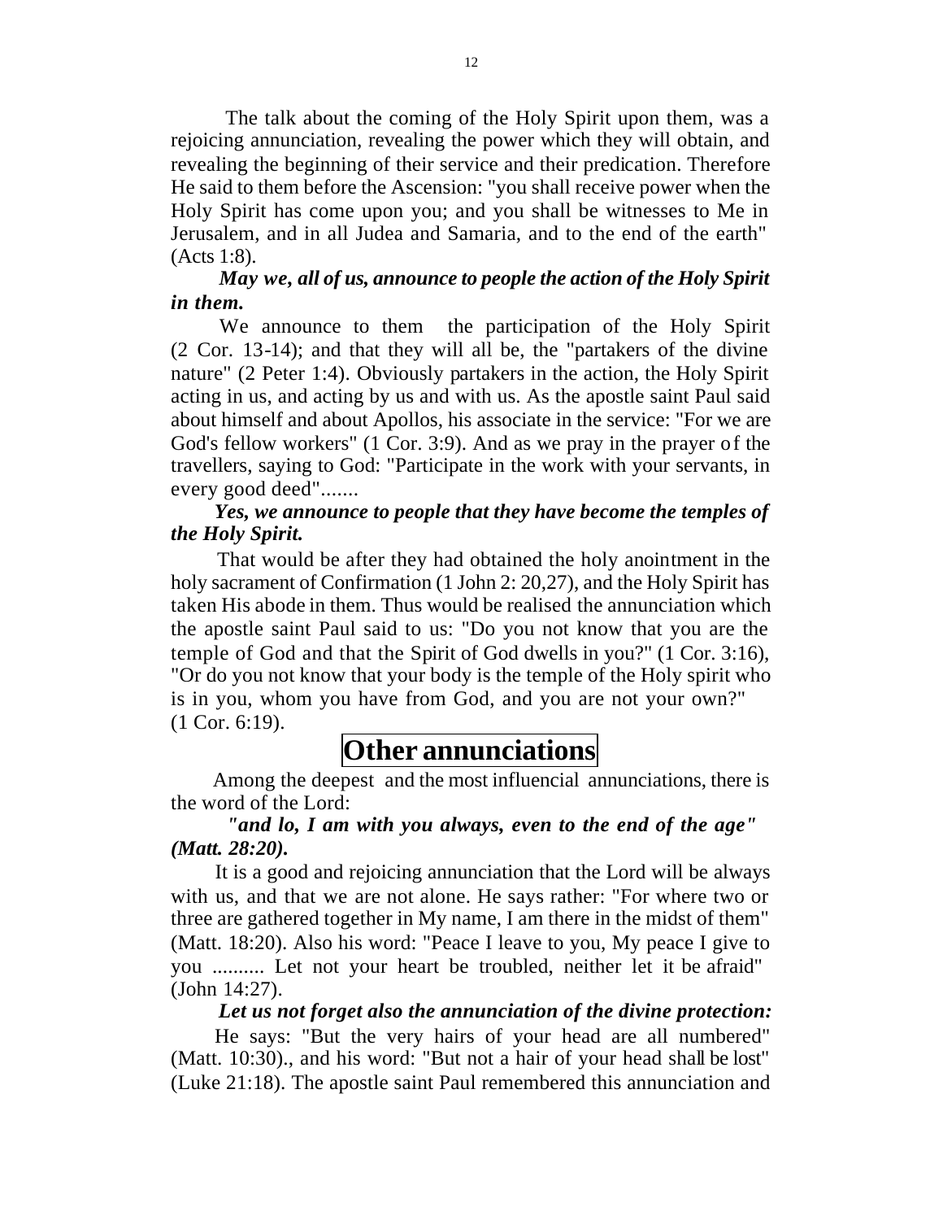The talk about the coming of the Holy Spirit upon them, was a rejoicing annunciation, revealing the power which they will obtain, and revealing the beginning of their service and their predication. Therefore He said to them before the Ascension: "you shall receive power when the Holy Spirit has come upon you; and you shall be witnesses to Me in Jerusalem, and in all Judea and Samaria, and to the end of the earth" (Acts 1:8).

***May we, all of us, announce to people the action of the Holy Spirit in them.***

We announce to them the participation of the Holy Spirit (2 Cor. 13-14); and that they will all be, the "partakers of the divine nature" (2 Peter 1:4). Obviously partakers in the action, the Holy Spirit acting in us, and acting by us and with us. As the apostle saint Paul said about himself and about Apollos, his associate in the service: "For we are God's fellow workers" (1 Cor. 3:9). And as we pray in the prayer of the travellers, saying to God: "Participate in the work with your servants, in every good deed".......

***Yes, we announce to people that they have become the temples of the Holy Spirit.***

That would be after they had obtained the holy anointment in the holy sacrament of Confirmation (1 John 2: 20,27), and the Holy Spirit has taken His abode in them. Thus would be realised the annunciation which the apostle saint Paul said to us: "Do you not know that you are the temple of God and that the Spirit of God dwells in you?" (1 Cor. 3:16), "Or do you not know that your body is the temple of the Holy spirit who is in you, whom you have from God, and you are not your own?" (1 Cor. 6:19).

# Other annunciations

Among the deepest and the most influencial annunciations, there is the word of the Lord:

***"and lo, I am with you always, even to the end of the age" (Matt. 28:20).***

It is a good and rejoicing annunciation that the Lord will be always with us, and that we are not alone. He says rather: "For where two or three are gathered together in My name, I am there in the midst of them" (Matt. 18:20). Also his word: "Peace I leave to you, My peace I give to you .......... Let not your heart be troubled, neither let it be afraid" (John 14:27).

***Let us not forget also the annunciation of the divine protection:***

He says: "But the very hairs of your head are all numbered" (Matt. 10:30)., and his word: "But not a hair of your head shall be lost" (Luke 21:18). The apostle saint Paul remembered this annunciation and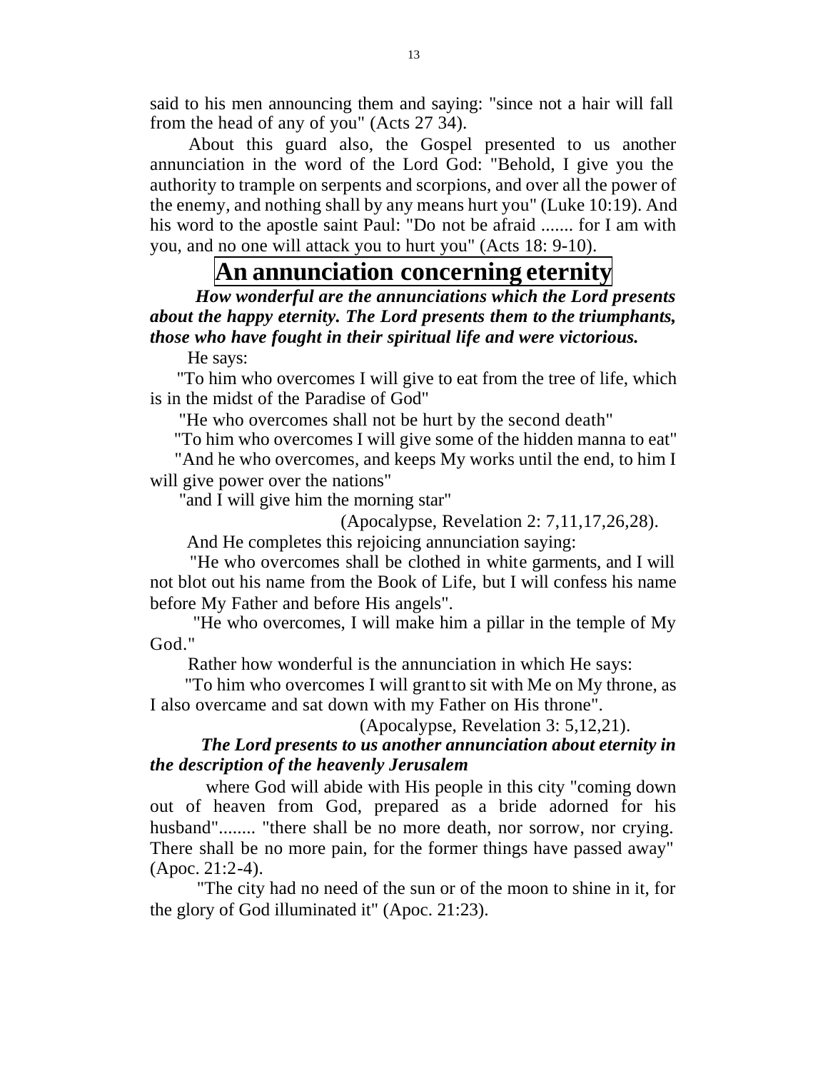said to his men announcing them and saying: "since not a hair will fall from the head of any of you" (Acts 27 34).

About this guard also, the Gospel presented to us another annunciation in the word of the Lord God: "Behold, I give you the authority to trample on serpents and scorpions, and over all the power of the enemy, and nothing shall by any means hurt you" (Luke 10:19). And his word to the apostle saint Paul: "Do not be afraid ....... for I am with you, and no one will attack you to hurt you" (Acts 18: 9-10).

## An annunciation concerning eternity

***How wonderful are the annunciations which the Lord presents about the happy eternity. The Lord presents them to the triumphants, those who have fought in their spiritual life and were victorious.***

He says:

"To him who overcomes I will give to eat from the tree of life, which is in the midst of the Paradise of God"

"He who overcomes shall not be hurt by the second death"

"To him who overcomes I will give some of the hidden manna to eat"

"And he who overcomes, and keeps My works until the end, to him I will give power over the nations"

"and I will give him the morning star"

(Apocalypse, Revelation 2: 7,11,17,26,28).

And He completes this rejoicing annunciation saying:

"He who overcomes shall be clothed in white garments, and I will not blot out his name from the Book of Life, but I will confess his name before My Father and before His angels".

"He who overcomes, I will make him a pillar in the temple of My God."

Rather how wonderful is the annunciation in which He says:

"To him who overcomes I will grant to sit with Me on My throne, as I also overcame and sat down with my Father on His throne".

(Apocalypse, Revelation 3: 5,12,21).

***The Lord presents to us another annunciation about eternity in the description of the heavenly Jerusalem***

where God will abide with His people in this city "coming down out of heaven from God, prepared as a bride adorned for his husband"........ "there shall be no more death, nor sorrow, nor crying. There shall be no more pain, for the former things have passed away" (Apoc. 21:2-4).

"The city had no need of the sun or of the moon to shine in it, for the glory of God illuminated it" (Apoc. 21:23).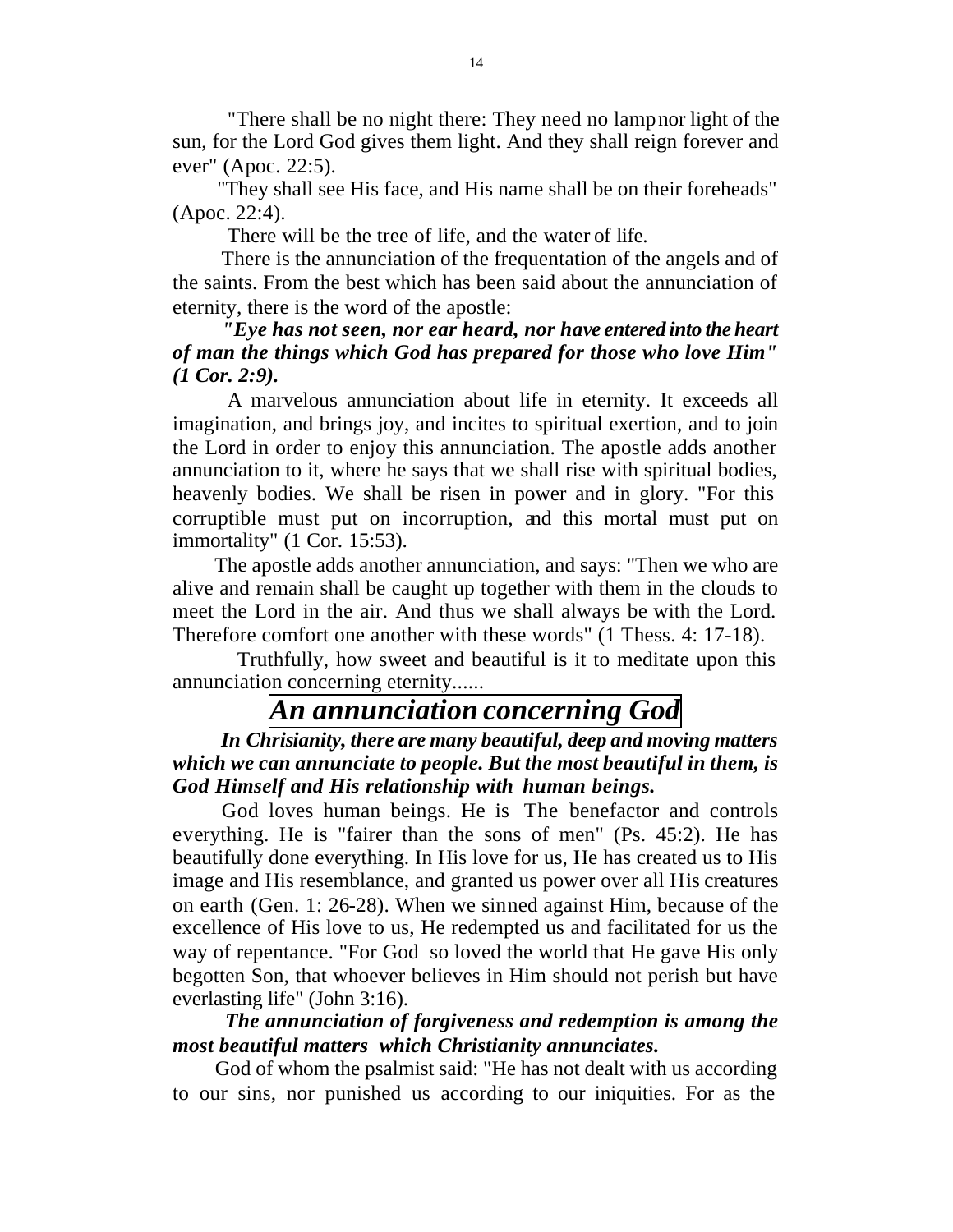"There shall be no night there: They need no lamp nor light of the sun, for the Lord God gives them light. And they shall reign forever and ever" (Apoc. 22:5).

"They shall see His face, and His name shall be on their foreheads" (Apoc. 22:4).

There will be the tree of life, and the water of life.

There is the annunciation of the frequentation of the angels and of the saints. From the best which has been said about the annunciation of eternity, there is the word of the apostle:

***"Eye has not seen, nor ear heard, nor have entered into the heart of man the things which God has prepared for those who love Him" (1 Cor. 2:9).***

A marvelous annunciation about life in eternity. It exceeds all imagination, and brings joy, and incites to spiritual exertion, and to join the Lord in order to enjoy this annunciation. The apostle adds another annunciation to it, where he says that we shall rise with spiritual bodies, heavenly bodies. We shall be risen in power and in glory. "For this corruptible must put on incorruption, and this mortal must put on immortality" (1 Cor. 15:53).

The apostle adds another annunciation, and says: "Then we who are alive and remain shall be caught up together with them in the clouds to meet the Lord in the air. And thus we shall always be with the Lord. Therefore comfort one another with these words" (1 Thess. 4: 17-18).

Truthfully, how sweet and beautiful is it to meditate upon this annunciation concerning eternity......

## *An annunciation concerning God*

***In Chrisianity, there are many beautiful, deep and moving matters which we can annunciate to people. But the most beautiful in them, is God Himself and His relationship with human beings.***

God loves human beings. He is The benefactor and controls everything. He is "fairer than the sons of men" (Ps. 45:2). He has beautifully done everything. In His love for us, He has created us to His image and His resemblance, and granted us power over all His creatures on earth (Gen. 1: 26-28). When we sinned against Him, because of the excellence of His love to us, He redempted us and facilitated for us the way of repentance. "For God so loved the world that He gave His only begotten Son, that whoever believes in Him should not perish but have everlasting life" (John 3:16).

***The annunciation of forgiveness and redemption is among the most beautiful matters which Christianity annunciates.***

God of whom the psalmist said: "He has not dealt with us according to our sins, nor punished us according to our iniquities. For as the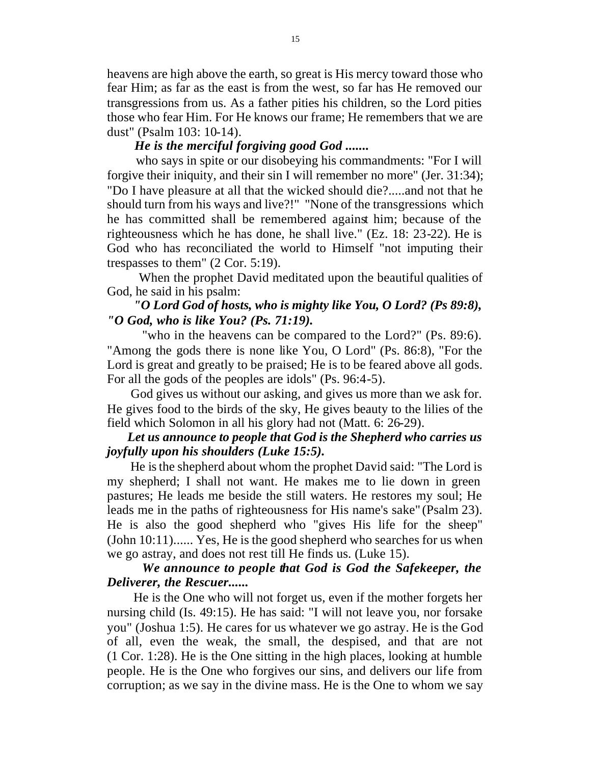heavens are high above the earth, so great is His mercy toward those who fear Him; as far as the east is from the west, so far has He removed our transgressions from us. As a father pities his children, so the Lord pities those who fear Him. For He knows our frame; He remembers that we are dust" (Psalm 103: 10-14).

***He is the merciful forgiving good God .......***

who says in spite or our disobeying his commandments: "For I will forgive their iniquity, and their sin I will remember no more" (Jer. 31:34); "Do I have pleasure at all that the wicked should die?.....and not that he should turn from his ways and live?!" "None of the transgressions which he has committed shall be remembered against him; because of the righteousness which he has done, he shall live." (Ez. 18: 23-22). He is God who has reconciliated the world to Himself "not imputing their trespasses to them" (2 Cor. 5:19).

When the prophet David meditated upon the beautiful qualities of God, he said in his psalm:

***"O Lord God of hosts, who is mighty like You, O Lord? (Ps 89:8), "O God, who is like You? (Ps. 71:19).***

"who in the heavens can be compared to the Lord?" (Ps. 89:6). "Among the gods there is none like You, O Lord" (Ps. 86:8), "For the Lord is great and greatly to be praised; He is to be feared above all gods. For all the gods of the peoples are idols" (Ps. 96:4-5).

God gives us without our asking, and gives us more than we ask for. He gives food to the birds of the sky, He gives beauty to the lilies of the field which Solomon in all his glory had not (Matt. 6: 26-29).

***Let us announce to people that God is the Shepherd who carries us joyfully upon his shoulders (Luke 15:5).***

He is the shepherd about whom the prophet David said: "The Lord is my shepherd; I shall not want. He makes me to lie down in green pastures; He leads me beside the still waters. He restores my soul; He leads me in the paths of righteousness for His name's sake" (Psalm 23). He is also the good shepherd who "gives His life for the sheep" (John 10:11)...... Yes, He is the good shepherd who searches for us when we go astray, and does not rest till He finds us. (Luke 15).

***We announce to people that God is God the Safekeeper, the Deliverer, the Rescuer......***

He is the One who will not forget us, even if the mother forgets her nursing child (Is. 49:15). He has said: "I will not leave you, nor forsake you" (Joshua 1:5). He cares for us whatever we go astray. He is the God of all, even the weak, the small, the despised, and that are not (1 Cor. 1:28). He is the One sitting in the high places, looking at humble people. He is the One who forgives our sins, and delivers our life from corruption; as we say in the divine mass. He is the One to whom we say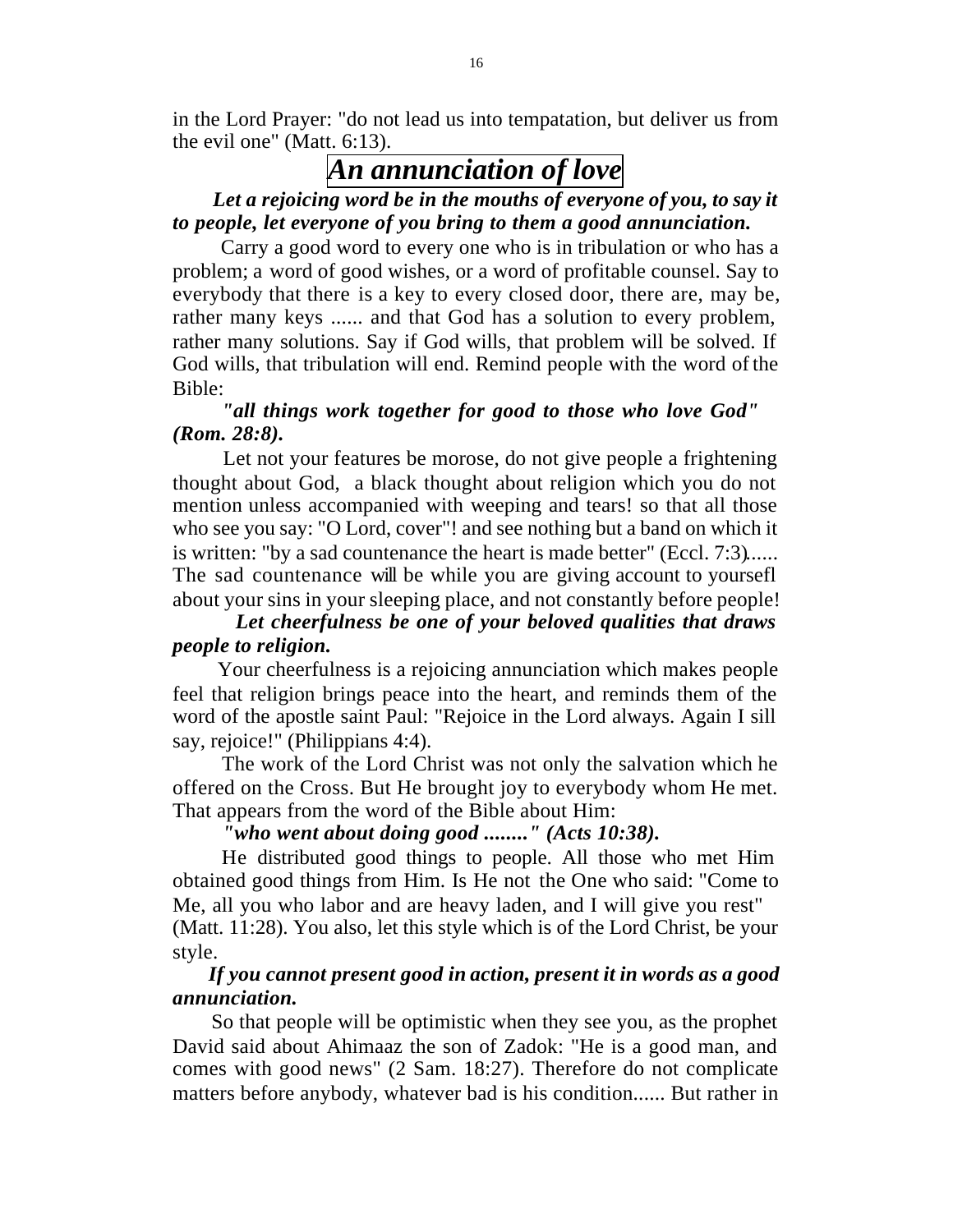in the Lord Prayer: "do not lead us into tempatation, but deliver us from the evil one" (Matt. 6:13).

## An annunciation of love

***Let a rejoicing word be in the mouths of everyone of you, to say it to people, let everyone of you bring to them a good annunciation.***

Carry a good word to every one who is in tribulation or who has a problem; a word of good wishes, or a word of profitable counsel. Say to everybody that there is a key to every closed door, there are, may be, rather many keys ...... and that God has a solution to every problem, rather many solutions. Say if God wills, that problem will be solved. If God wills, that tribulation will end. Remind people with the word of the Bible:

***"all things work together for good to those who love God" (Rom. 28:8).***

Let not your features be morose, do not give people a frightening thought about God, a black thought about religion which you do not mention unless accompanied with weeping and tears! so that all those who see you say: "O Lord, cover"! and see nothing but a band on which it is written: "by a sad countenance the heart is made better" (Eccl. 7:3)...... The sad countenance will be while you are giving account to yoursefl about your sins in your sleeping place, and not constantly before people!

***Let cheerfulness be one of your beloved qualities that draws people to religion.***

Your cheerfulness is a rejoicing annunciation which makes people feel that religion brings peace into the heart, and reminds them of the word of the apostle saint Paul: "Rejoice in the Lord always. Again I sill say, rejoice!" (Philippians 4:4).

The work of the Lord Christ was not only the salvation which he offered on the Cross. But He brought joy to everybody whom He met. That appears from the word of the Bible about Him:

***"who went about doing good ........" (Acts 10:38).***

He distributed good things to people. All those who met Him obtained good things from Him. Is He not the One who said: "Come to Me, all you who labor and are heavy laden, and I will give you rest" (Matt. 11:28). You also, let this style which is of the Lord Christ, be your style.

***If you cannot present good in action, present it in words as a good annunciation.***

So that people will be optimistic when they see you, as the prophet David said about Ahimaaz the son of Zadok: "He is a good man, and comes with good news" (2 Sam. 18:27). Therefore do not complicate matters before anybody, whatever bad is his condition...... But rather in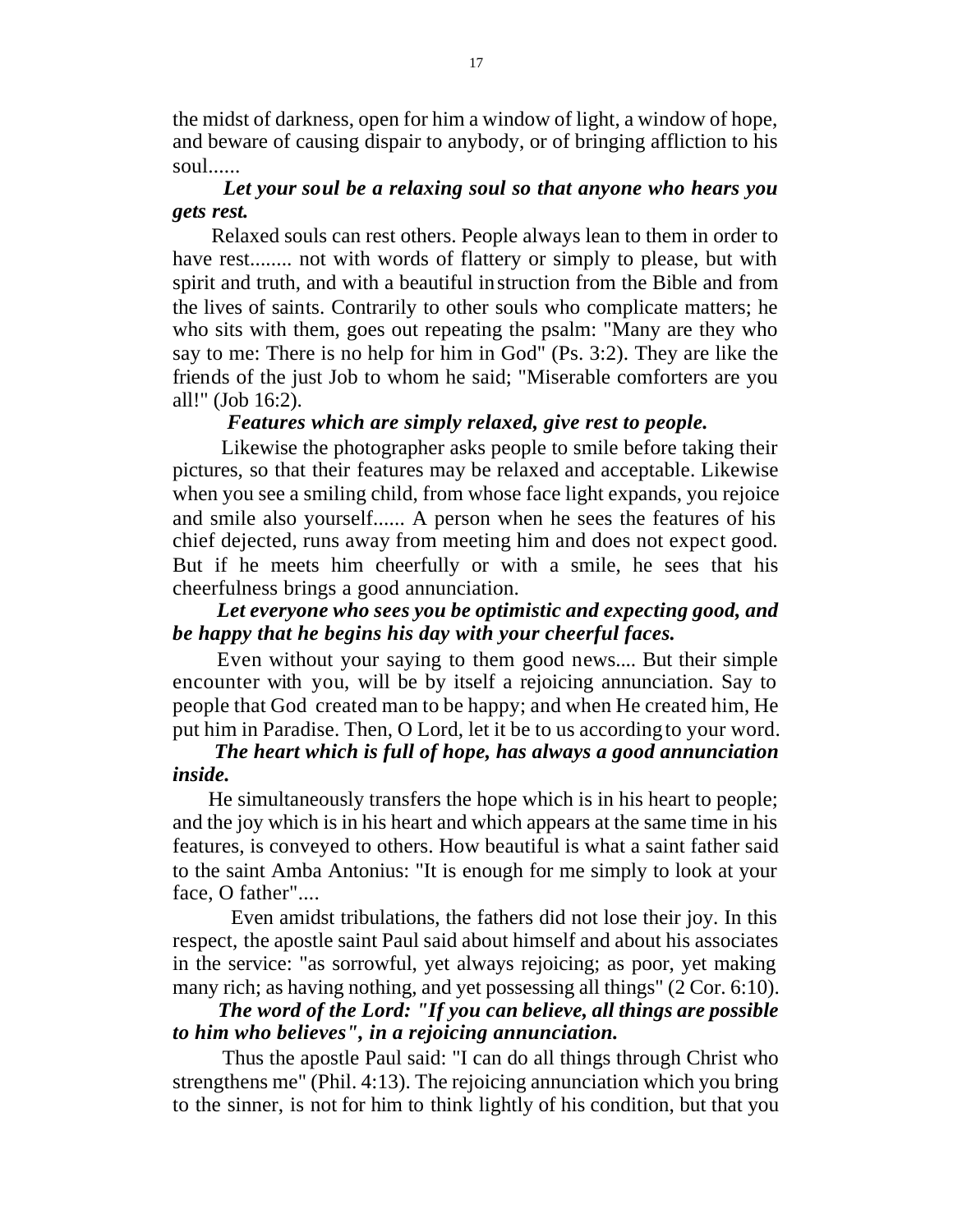the midst of darkness, open for him a window of light, a window of hope, and beware of causing dispair to anybody, or of bringing affliction to his soul......

***Let your soul be a relaxing soul so that anyone who hears you gets rest.***

Relaxed souls can rest others. People always lean to them in order to have rest........ not with words of flattery or simply to please, but with spirit and truth, and with a beautiful instruction from the Bible and from the lives of saints. Contrarily to other souls who complicate matters; he who sits with them, goes out repeating the psalm: "Many are they who say to me: There is no help for him in God" (Ps. 3:2). They are like the friends of the just Job to whom he said; "Miserable comforters are you all!" (Job 16:2).

***Features which are simply relaxed, give rest to people.***

Likewise the photographer asks people to smile before taking their pictures, so that their features may be relaxed and acceptable. Likewise when you see a smiling child, from whose face light expands, you rejoice and smile also yourself...... A person when he sees the features of his chief dejected, runs away from meeting him and does not expect good. But if he meets him cheerfully or with a smile, he sees that his cheerfulness brings a good annunciation.

***Let everyone who sees you be optimistic and expecting good, and be happy that he begins his day with your cheerful faces.***

Even without your saying to them good news.... But their simple encounter with you, will be by itself a rejoicing annunciation. Say to people that God created man to be happy; and when He created him, He put him in Paradise. Then, O Lord, let it be to us according to your word.

***The heart which is full of hope, has always a good annunciation inside.***

He simultaneously transfers the hope which is in his heart to people; and the joy which is in his heart and which appears at the same time in his features, is conveyed to others. How beautiful is what a saint father said to the saint Amba Antonius: "It is enough for me simply to look at your face, O father"....

Even amidst tribulations, the fathers did not lose their joy. In this respect, the apostle saint Paul said about himself and about his associates in the service: "as sorrowful, yet always rejoicing; as poor, yet making many rich; as having nothing, and yet possessing all things" (2 Cor. 6:10).

***The word of the Lord: "If you can believe, all things are possible to him who believes", in a rejoicing annunciation.***

Thus the apostle Paul said: "I can do all things through Christ who strengthens me" (Phil. 4:13). The rejoicing annunciation which you bring to the sinner, is not for him to think lightly of his condition, but that you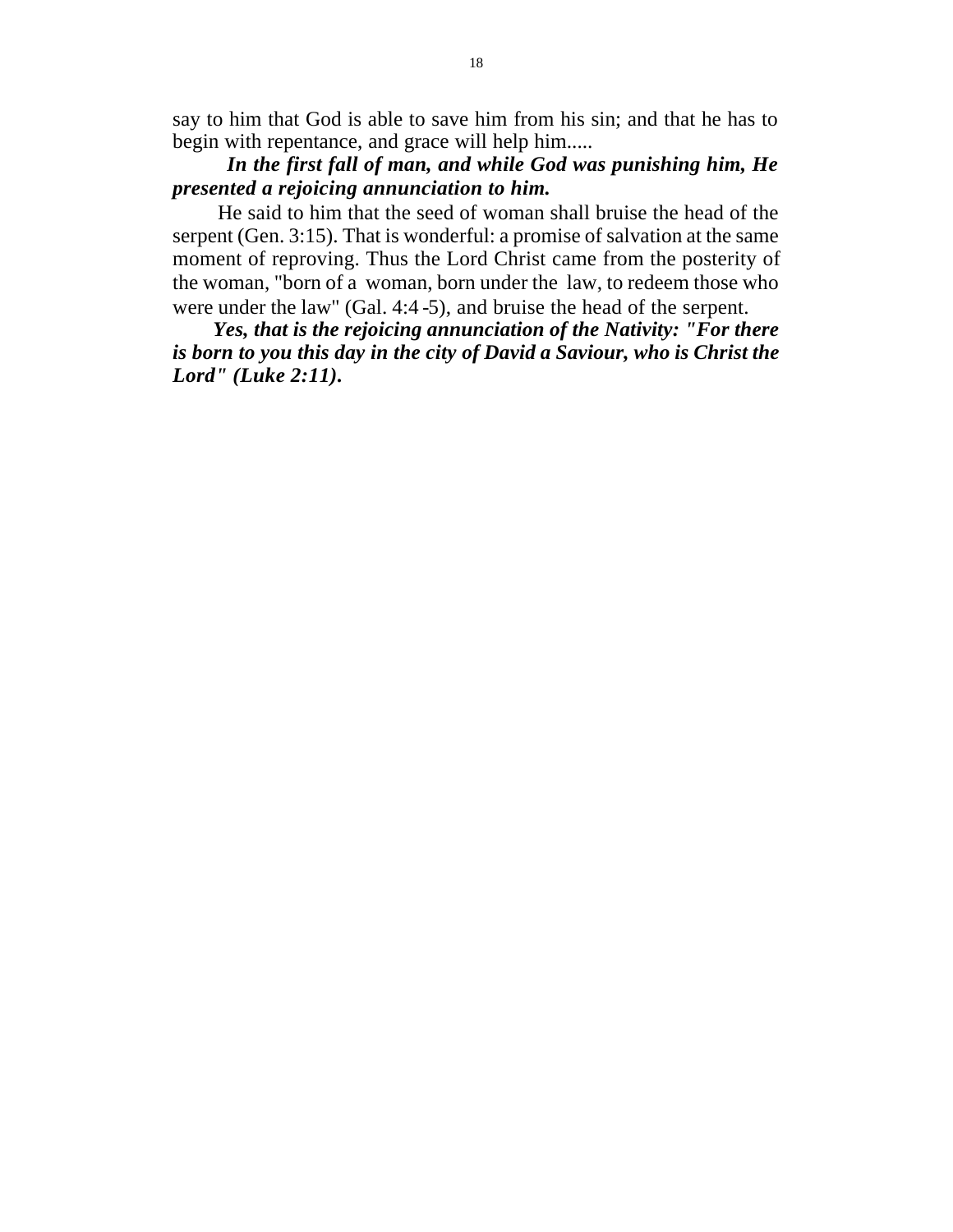say to him that God is able to save him from his sin; and that he has to begin with repentance, and grace will help him.....

***In the first fall of man, and while God was punishing him, He presented a rejoicing annunciation to him.***

He said to him that the seed of woman shall bruise the head of the serpent (Gen. 3:15). That is wonderful: a promise of salvation at the same moment of reproving. Thus the Lord Christ came from the posterity of the woman, "born of a woman, born under the law, to redeem those who were under the law" (Gal. 4:4 -5), and bruise the head of the serpent.

***Yes, that is the rejoicing annunciation of the Nativity: "For there is born to you this day in the city of David a Saviour, who is Christ the Lord" (Luke 2:11).***